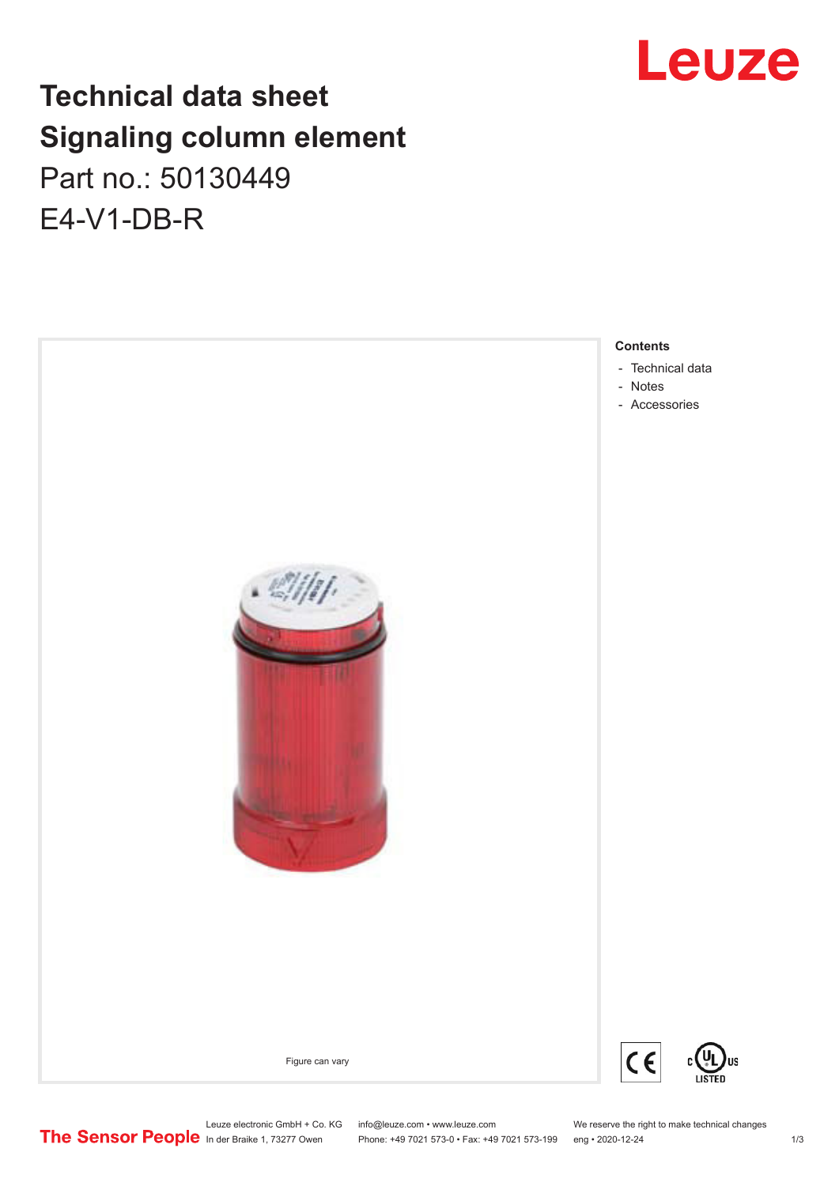# Technical data sheet
# Signaling column element

Part no.: 50130449

E4-V1-DB-R

Figure can vary

**Contents**

- Technical data
- Notes
- Accessories

Leuze electronic GmbH + Co. KG
In der Braike 1, 73277 Owen

info@leuze.com • www.leuze.com
Phone: +49 7021 573-0 • Fax: +49 7021 573-199

We reserve the right to make technical changes
eng • 2020-12-24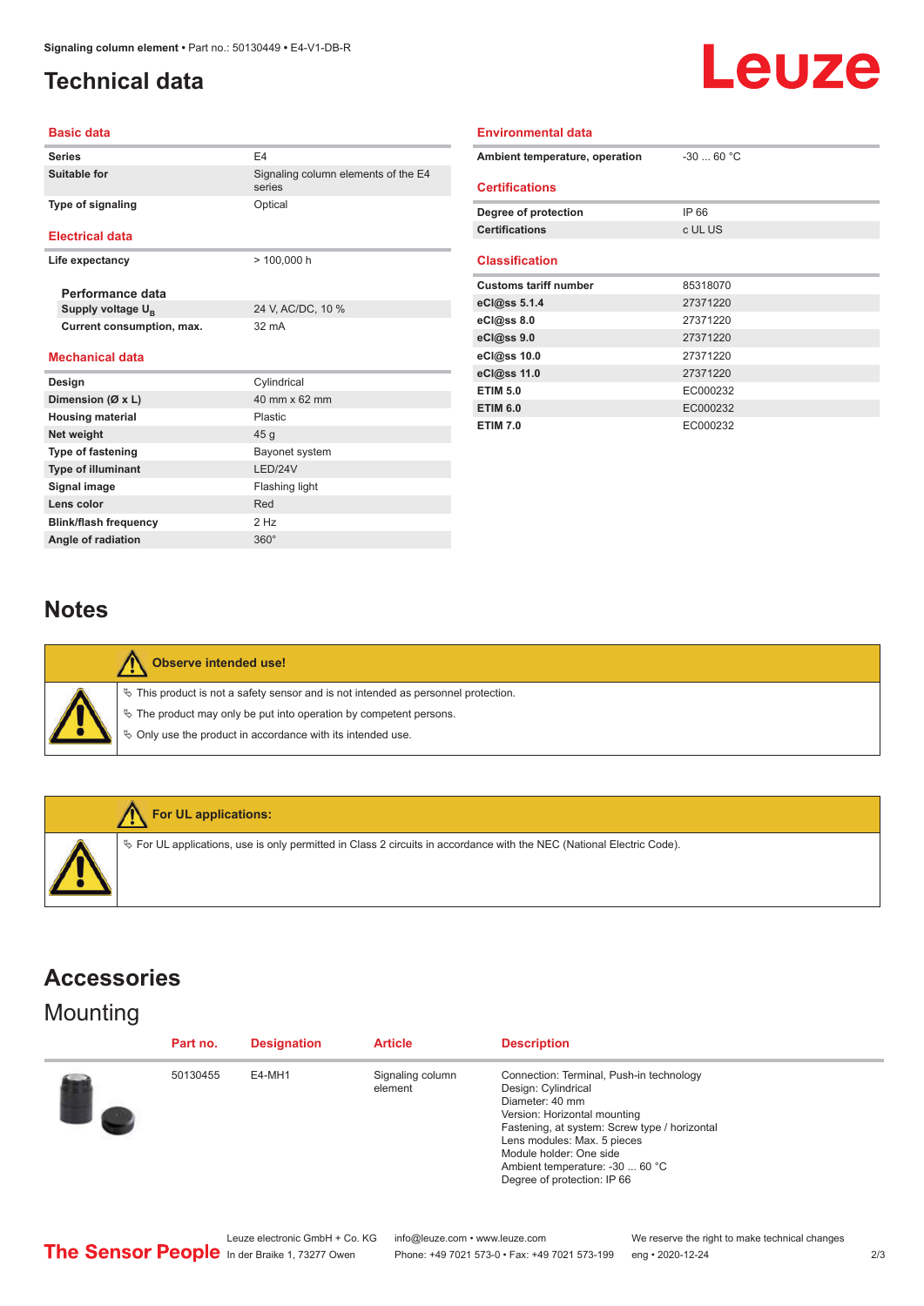# Technical data

## Basic data

| | |
|---|---|
| Series | E4 |
| Suitable for | Signaling column elements of the E4 series |
| Type of signaling | Optical |

## Electrical data

| | |
|---|---|
| Life expectancy | > 100,000 h |

### Performance data

| | |
|---|---|
| Supply voltage $U_B$ | 24 V, AC/DC, 10 % |
| Current consumption, max. | 32 mA |

## Mechanical data

| | |
|---|---|
| Design | Cylindrical |
| Dimension (Ø x L) | 40 mm x 62 mm |
| Housing material | Plastic |
| Net weight | 45 g |
| Type of fastening | Bayonet system |
| Type of illuminant | LED/24V |
| Signal image | Flashing light |
| Lens color | Red |
| Blink/flash frequency | 2 Hz |
| Angle of radiation | 360° |

## Environmental data

| | |
|---|---|
| Ambient temperature, operation | -30 ... 60 °C |

## Certifications

| | |
|---|---|
| Degree of protection | IP 66 |
| Certifications | c UL US |

## Classification

| | |
|---|---|
| Customs tariff number | 85318070 |
| eCl@ss 5.1.4 | 27371220 |
| eCl@ss 8.0 | 27371220 |
| eCl@ss 9.0 | 27371220 |
| eCl@ss 10.0 | 27371220 |
| eCl@ss 11.0 | 27371220 |
| ETIM 5.0 | EC000232 |
| ETIM 6.0 | EC000232 |
| ETIM 7.0 | EC000232 |

# Notes

**Observe intended use!**

- This product is not a safety sensor and is not intended as personnel protection.
- The product may only be put into operation by competent persons.
- Only use the product in accordance with its intended use.

**For UL applications:**

- For UL applications, use is only permitted in Class 2 circuits in accordance with the NEC (National Electric Code).

# Accessories

## Mounting

| Part no. | Designation | Article | Description |
|---|---|---|---|
| 50130455 | E4-MH1 | Signaling column element | Connection: Terminal, Push-in technology<br>Design: Cylindrical<br>Diameter: 40 mm<br>Version: Horizontal mounting<br>Fastening, at system: Screw type / horizontal<br>Lens modules: Max. 5 pieces<br>Module holder: One side<br>Ambient temperature: -30 ... 60 °C<br>Degree of protection: IP 66 |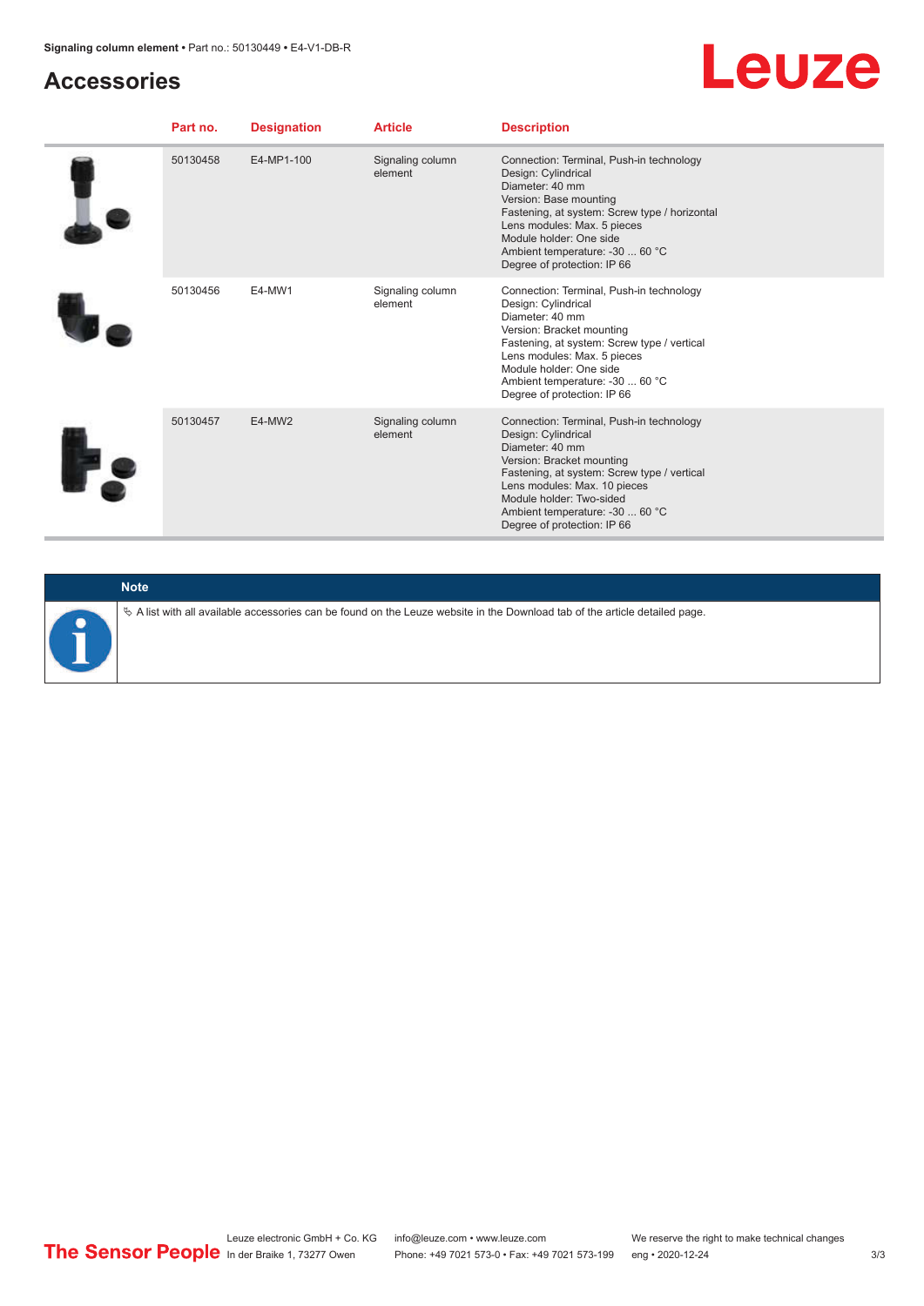## Accessories

| | Part no. | Designation | Article | Description |
|---|---|---|---|---|
| | 50130458 | E4-MP1-100 | Signaling column element | Connection: Terminal, Push-in technology<br>Design: Cylindrical<br>Diameter: 40 mm<br>Version: Base mounting<br>Fastening, at system: Screw type / horizontal<br>Lens modules: Max. 5 pieces<br>Module holder: One side<br>Ambient temperature: -30 ... 60 °C<br>Degree of protection: IP 66 |
| | 50130456 | E4-MW1 | Signaling column element | Connection: Terminal, Push-in technology<br>Design: Cylindrical<br>Diameter: 40 mm<br>Version: Bracket mounting<br>Fastening, at system: Screw type / vertical<br>Lens modules: Max. 5 pieces<br>Module holder: One side<br>Ambient temperature: -30 ... 60 °C<br>Degree of protection: IP 66 |
| | 50130457 | E4-MW2 | Signaling column element | Connection: Terminal, Push-in technology<br>Design: Cylindrical<br>Diameter: 40 mm<br>Version: Bracket mounting<br>Fastening, at system: Screw type / vertical<br>Lens modules: Max. 10 pieces<br>Module holder: Two-sided<br>Ambient temperature: -30 ... 60 °C<br>Degree of protection: IP 66 |

**Note**

A list with all available accessories can be found on the Leuze website in the Download tab of the article detailed page.